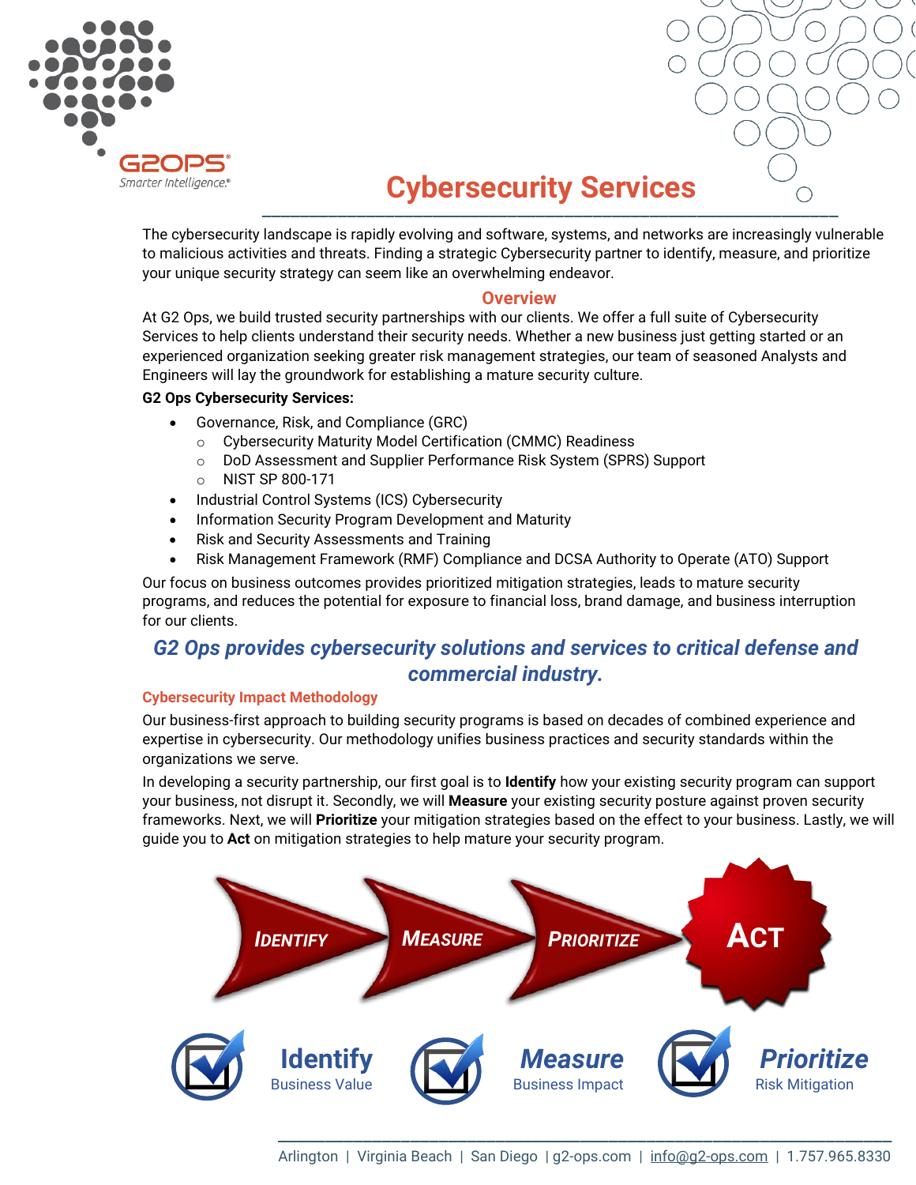# Cybersecurity Services

The cybersecurity landscape is rapidly evolving and software, systems, and networks are increasingly vulnerable to malicious activities and threats. Finding a strategic Cybersecurity partner to identify, measure, and prioritize your unique security strategy can seem like an overwhelming endeavor.

## Overview

At G2 Ops, we build trusted security partnerships with our clients. We offer a full suite of Cybersecurity Services to help clients understand their security needs. Whether a new business just getting started or an experienced organization seeking greater risk management strategies, our team of seasoned Analysts and Engineers will lay the groundwork for establishing a mature security culture.

**G2 Ops Cybersecurity Services:**

- Governance, Risk, and Compliance (GRC)
  - Cybersecurity Maturity Model Certification (CMMC) Readiness
  - DoD Assessment and Supplier Performance Risk System (SPRS) Support
  - NIST SP 800-171
- Industrial Control Systems (ICS) Cybersecurity
- Information Security Program Development and Maturity
- Risk and Security Assessments and Training
- Risk Management Framework (RMF) Compliance and DCSA Authority to Operate (ATO) Support

Our focus on business outcomes provides prioritized mitigation strategies, leads to mature security programs, and reduces the potential for exposure to financial loss, brand damage, and business interruption for our clients.

***G2 Ops provides cybersecurity solutions and services to critical defense and commercial industry.***

### Cybersecurity Impact Methodology

Our business-first approach to building security programs is based on decades of combined experience and expertise in cybersecurity. Our methodology unifies business practices and security standards within the organizations we serve.

In developing a security partnership, our first goal is to **Identify** how your existing security program can support your business, not disrupt it. Secondly, we will **Measure** your existing security posture against proven security frameworks. Next, we will **Prioritize** your mitigation strategies based on the effect to your business. Lastly, we will guide you to **Act** on mitigation strategies to help mature your security program.

IDENTIFY → MEASURE → PRIORITIZE → ACT

**Identify** Business Value

**Measure** Business Impact

**Prioritize** Risk Mitigation

Arlington | Virginia Beach | San Diego | g2-ops.com | info@g2-ops.com | 1.757.965.8330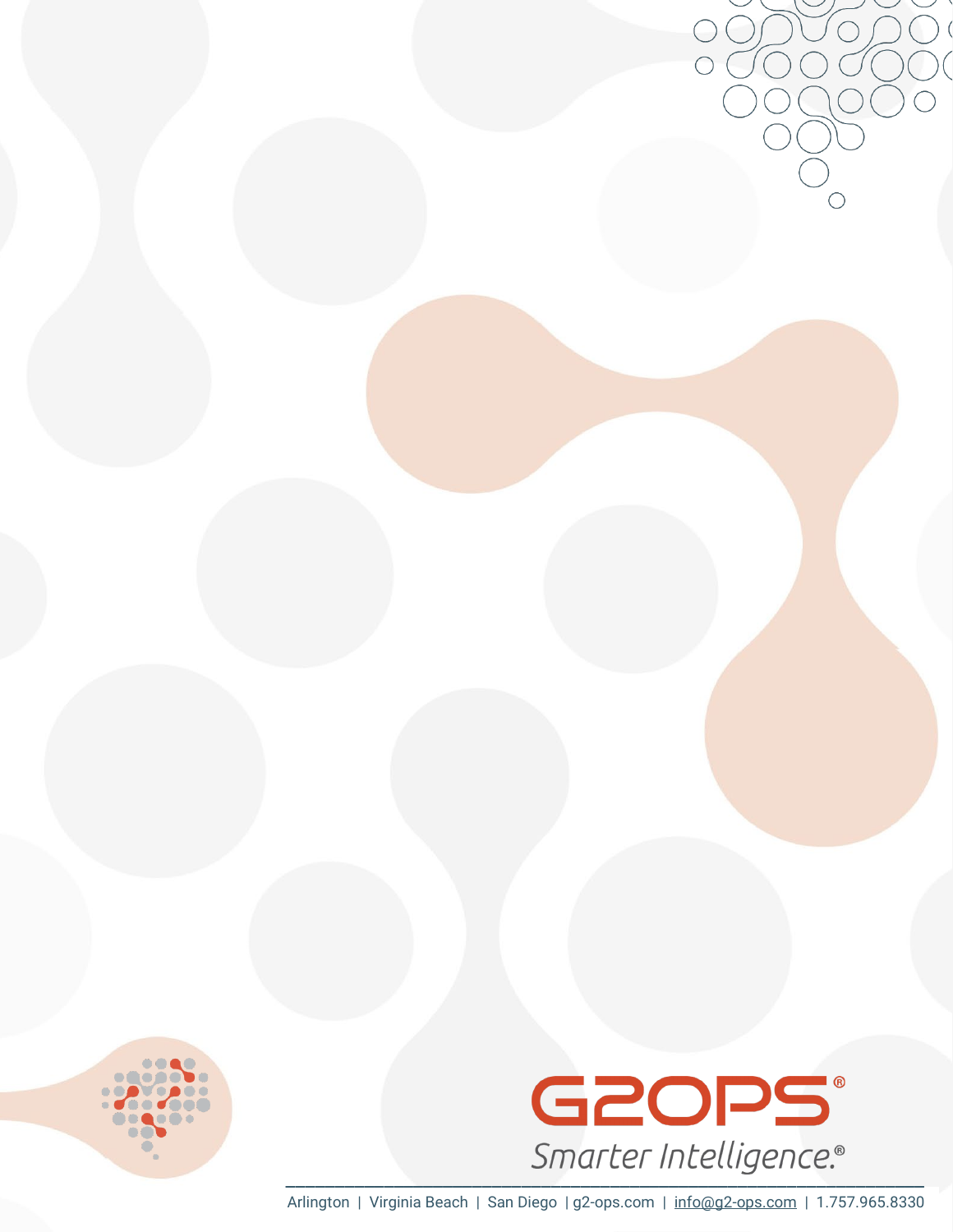G2OPS®

*Smarter Intelligence.®*

Arlington | Virginia Beach | San Diego | g2-ops.com | info@g2-ops.com | 1.757.965.8330